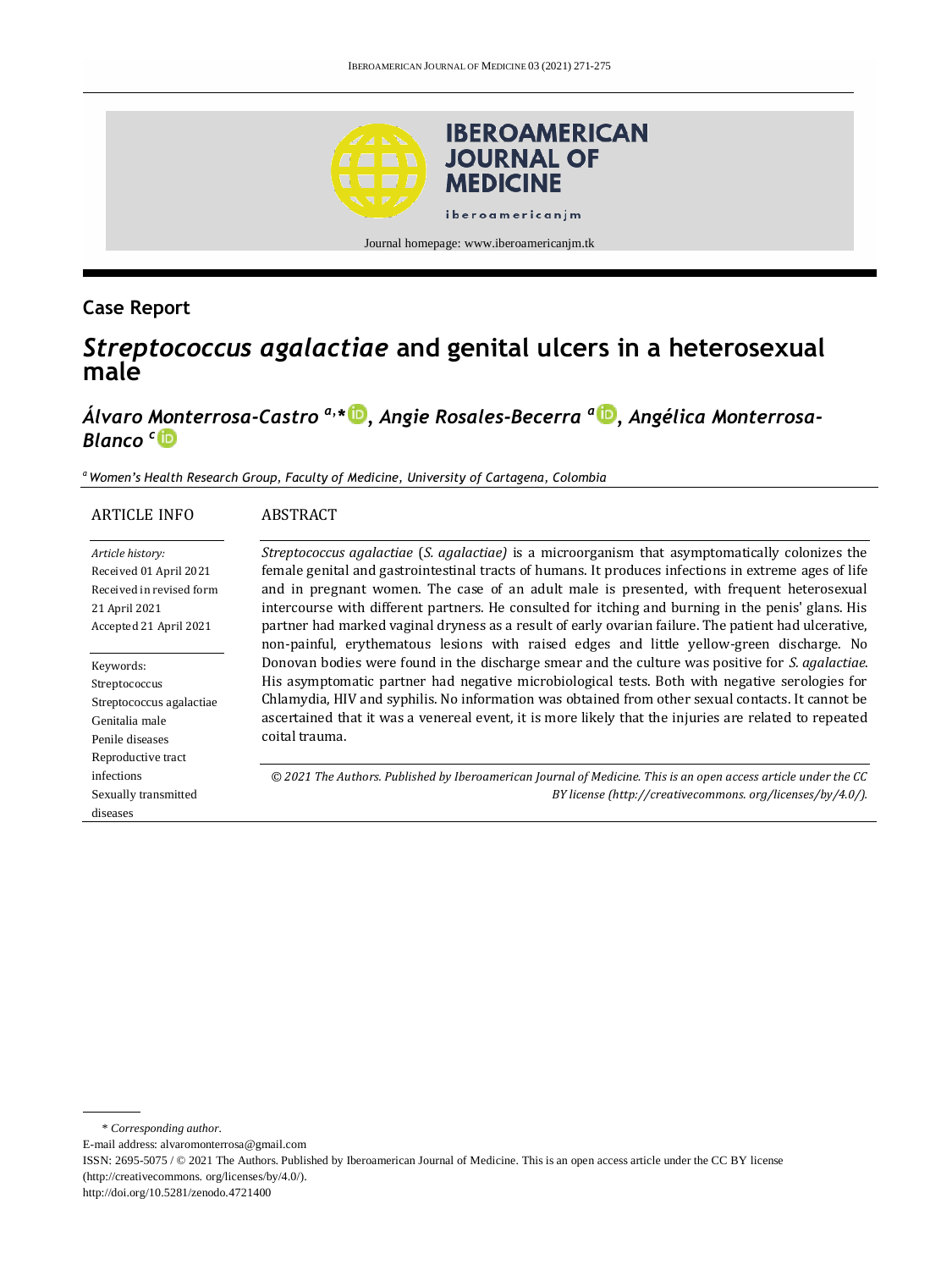Journal homepage: www.iberoamericanjm.tk

## Case Report

# *Streptococcus agalactiae* and genital ulcers in a heterosexual male

***Álvaro Monterrosa-Castro*** [a,*], ***Angie Rosales-Becerra*** [a], ***Angélica Monterrosa-Blanco*** [c]

[a] *Women's Health Research Group, Faculty of Medicine, University of Cartagena, Colombia*

### ARTICLE INFO

*Article history:*
Received 01 April 2021
Received in revised form 21 April 2021
Accepted 21 April 2021

Keywords:
Streptococcus
Streptococcus agalactiae
Genitalia male
Penile diseases
Reproductive tract infections
Sexually transmitted diseases

### ABSTRACT

*Streptococcus agalactiae* (*S. agalactiae)* is a microorganism that asymptomatically colonizes the female genital and gastrointestinal tracts of humans. It produces infections in extreme ages of life and in pregnant women. The case of an adult male is presented, with frequent heterosexual intercourse with different partners. He consulted for itching and burning in the penis' glans. His partner had marked vaginal dryness as a result of early ovarian failure. The patient had ulcerative, non-painful, erythematous lesions with raised edges and little yellow-green discharge. No Donovan bodies were found in the discharge smear and the culture was positive for *S. agalactiae*. His asymptomatic partner had negative microbiological tests. Both with negative serologies for Chlamydia, HIV and syphilis. No information was obtained from other sexual contacts. It cannot be ascertained that it was a venereal event, it is more likely that the injuries are related to repeated coital trauma.

*© 2021 The Authors. Published by Iberoamerican Journal of Medicine. This is an open access article under the CC BY license (http://creativecommons. org/licenses/by/4.0/).*

---

\* *Corresponding author.*
E-mail address: alvaromonterrosa@gmail.com
ISSN: 2695-5075 / © 2021 The Authors. Published by Iberoamerican Journal of Medicine. This is an open access article under the CC BY license (http://creativecommons. org/licenses/by/4.0/).
http://doi.org/10.5281/zenodo.4721400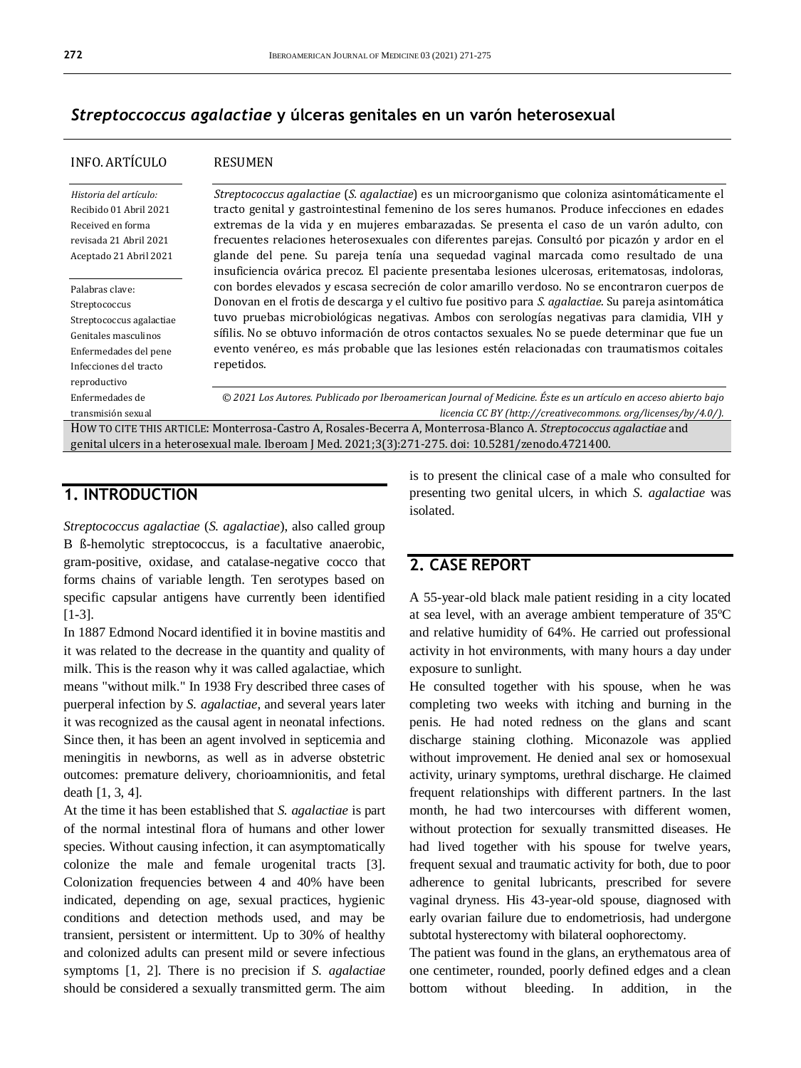## *Streptoccoccus agalactiae* y úlceras genitales en un varón heterosexual

INFO. ARTÍCULO

*Historia del artículo:*
Recibido 01 Abril 2021
Received en forma revisada 21 Abril 2021
Aceptado 21 Abril 2021

Palabras clave:
Streptococcus
Streptococcus agalactiae
Genitales masculinos
Enfermedades del pene
Infecciones del tracto reproductivo
Enfermedades de transmisión sexual

RESUMEN

*Streptococcus agalactiae* (*S. agalactiae*) es un microorganismo que coloniza asintomáticamente el tracto genital y gastrointestinal femenino de los seres humanos. Produce infecciones en edades extremas de la vida y en mujeres embarazadas. Se presenta el caso de un varón adulto, con frecuentes relaciones heterosexuales con diferentes parejas. Consultó por picazón y ardor en el glande del pene. Su pareja tenía una sequedad vaginal marcada como resultado de una insuficiencia ovárica precoz. El paciente presentaba lesiones ulcerosas, eritematosas, indoloras, con bordes elevados y escasa secreción de color amarillo verdoso. No se encontraron cuerpos de Donovan en el frotis de descarga y el cultivo fue positivo para *S. agalactiae*. Su pareja asintomática tuvo pruebas microbiológicas negativas. Ambos con serologías negativas para clamidia, VIH y sífilis. No se obtuvo información de otros contactos sexuales. No se puede determinar que fue un evento venéreo, es más probable que las lesiones estén relacionadas con traumatismos coitales repetidos.

*© 2021 Los Autores. Publicado por Iberoamerican Journal of Medicine. Éste es un artículo en acceso abierto bajo licencia CC BY (http://creativecommons. org/licenses/by/4.0/).*

HOW TO CITE THIS ARTICLE: Monterrosa-Castro A, Rosales-Becerra A, Monterrosa-Blanco A. *Streptococcus agalactiae* and genital ulcers in a heterosexual male. Iberoam J Med. 2021;3(3):271-275. doi: 10.5281/zenodo.4721400.

## 1. INTRODUCTION

*Streptococcus agalactiae* (*S. agalactiae*), also called group B ß-hemolytic streptococcus, is a facultative anaerobic, gram-positive, oxidase, and catalase-negative cocco that forms chains of variable length. Ten serotypes based on specific capsular antigens have currently been identified [1-3].

In 1887 Edmond Nocard identified it in bovine mastitis and it was related to the decrease in the quantity and quality of milk. This is the reason why it was called agalactiae, which means "without milk." In 1938 Fry described three cases of puerperal infection by *S. agalactiae*, and several years later it was recognized as the causal agent in neonatal infections. Since then, it has been an agent involved in septicemia and meningitis in newborns, as well as in adverse obstetric outcomes: premature delivery, chorioamnionitis, and fetal death [1, 3, 4].

At the time it has been established that *S. agalactiae* is part of the normal intestinal flora of humans and other lower species. Without causing infection, it can asymptomatically colonize the male and female urogenital tracts [3]. Colonization frequencies between 4 and 40% have been indicated, depending on age, sexual practices, hygienic conditions and detection methods used, and may be transient, persistent or intermittent. Up to 30% of healthy and colonized adults can present mild or severe infectious symptoms [1, 2]. There is no precision if *S. agalactiae* should be considered a sexually transmitted germ. The aim is to present the clinical case of a male who consulted for presenting two genital ulcers, in which *S. agalactiae* was isolated.

## 2. CASE REPORT

A 55-year-old black male patient residing in a city located at sea level, with an average ambient temperature of 35ºC and relative humidity of 64%. He carried out professional activity in hot environments, with many hours a day under exposure to sunlight.

He consulted together with his spouse, when he was completing two weeks with itching and burning in the penis. He had noted redness on the glans and scant discharge staining clothing. Miconazole was applied without improvement. He denied anal sex or homosexual activity, urinary symptoms, urethral discharge. He claimed frequent relationships with different partners. In the last month, he had two intercourses with different women, without protection for sexually transmitted diseases. He had lived together with his spouse for twelve years, frequent sexual and traumatic activity for both, due to poor adherence to genital lubricants, prescribed for severe vaginal dryness. His 43-year-old spouse, diagnosed with early ovarian failure due to endometriosis, had undergone subtotal hysterectomy with bilateral oophorectomy.

The patient was found in the glans, an erythematous area of one centimeter, rounded, poorly defined edges and a clean bottom without bleeding. In addition, in the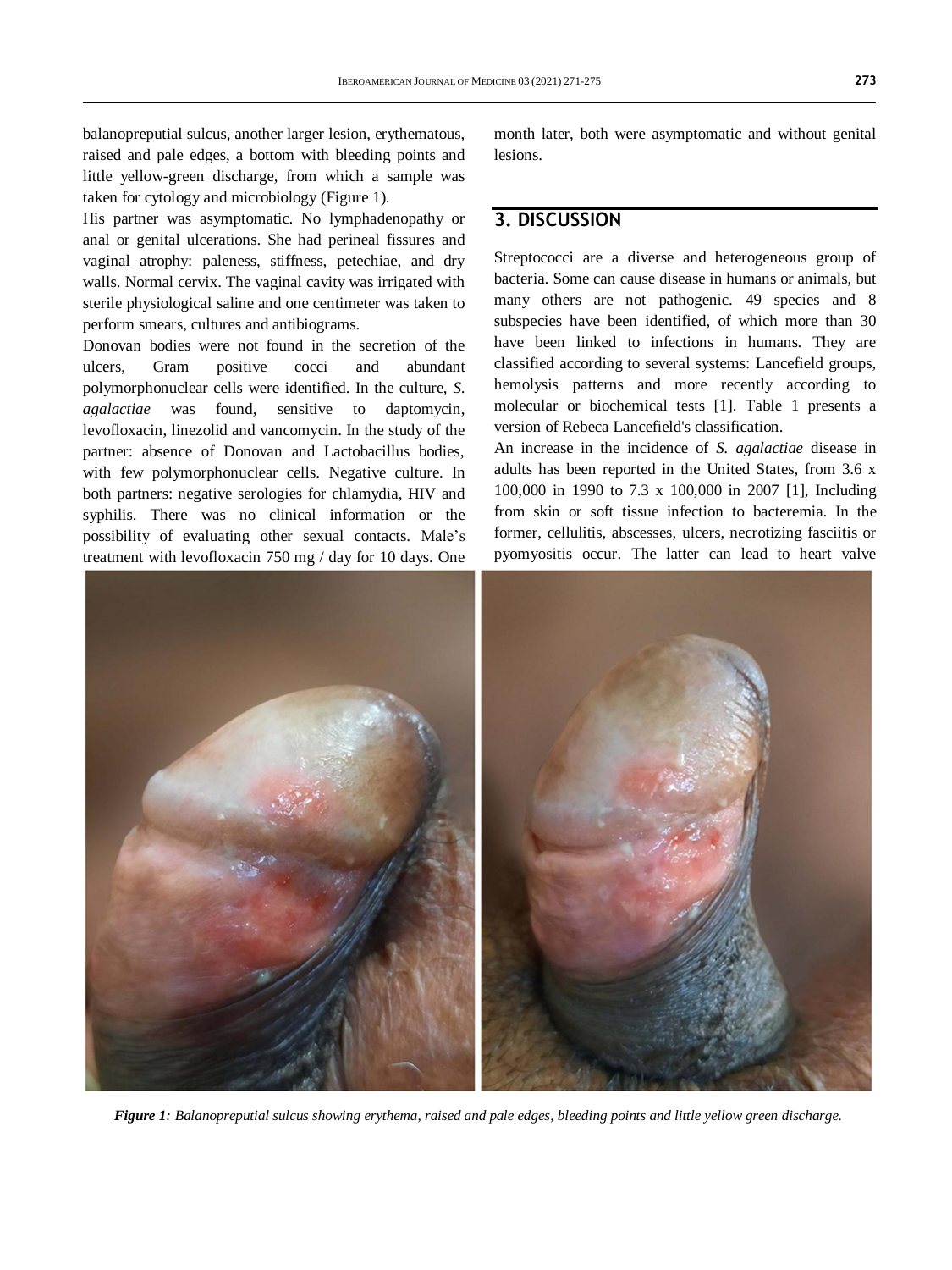balanopreputial sulcus, another larger lesion, erythematous, raised and pale edges, a bottom with bleeding points and little yellow-green discharge, from which a sample was taken for cytology and microbiology (Figure 1).

His partner was asymptomatic. No lymphadenopathy or anal or genital ulcerations. She had perineal fissures and vaginal atrophy: paleness, stiffness, petechiae, and dry walls. Normal cervix. The vaginal cavity was irrigated with sterile physiological saline and one centimeter was taken to perform smears, cultures and antibiograms.

Donovan bodies were not found in the secretion of the ulcers, Gram positive cocci and abundant polymorphonuclear cells were identified. In the culture, *S. agalactiae* was found, sensitive to daptomycin, levofloxacin, linezolid and vancomycin. In the study of the partner: absence of Donovan and Lactobacillus bodies, with few polymorphonuclear cells. Negative culture. In both partners: negative serologies for chlamydia, HIV and syphilis. There was no clinical information or the possibility of evaluating other sexual contacts. Male's treatment with levofloxacin 750 mg / day for 10 days. One month later, both were asymptomatic and without genital lesions.

## 3. DISCUSSION

Streptococci are a diverse and heterogeneous group of bacteria. Some can cause disease in humans or animals, but many others are not pathogenic. 49 species and 8 subspecies have been identified, of which more than 30 have been linked to infections in humans. They are classified according to several systems: Lancefield groups, hemolysis patterns and more recently according to molecular or biochemical tests [1]. Table 1 presents a version of Rebeca Lancefield's classification.

An increase in the incidence of *S. agalactiae* disease in adults has been reported in the United States, from 3.6 x 100,000 in 1990 to 7.3 x 100,000 in 2007 [1], Including from skin or soft tissue infection to bacteremia. In the former, cellulitis, abscesses, ulcers, necrotizing fasciitis or pyomyositis occur. The latter can lead to heart valve

***Figure 1**: Balanopreputial sulcus showing erythema, raised and pale edges, bleeding points and little yellow green discharge.*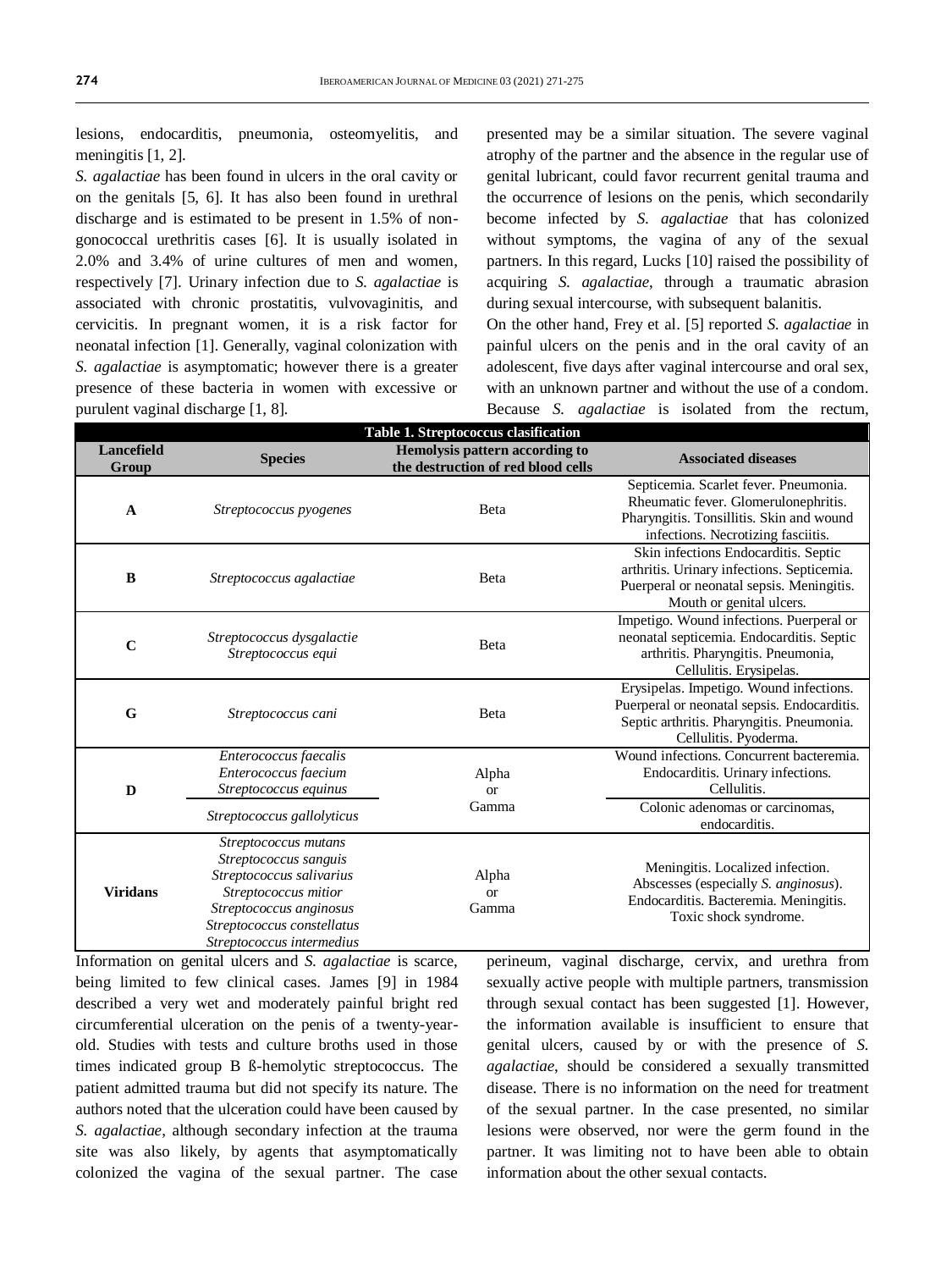lesions, endocarditis, pneumonia, osteomyelitis, and meningitis [1, 2].

*S. agalactiae* has been found in ulcers in the oral cavity or on the genitals [5, 6]. It has also been found in urethral discharge and is estimated to be present in 1.5% of non-gonococcal urethritis cases [6]. It is usually isolated in 2.0% and 3.4% of urine cultures of men and women, respectively [7]. Urinary infection due to *S. agalactiae* is associated with chronic prostatitis, vulvovaginitis, and cervicitis. In pregnant women, it is a risk factor for neonatal infection [1]. Generally, vaginal colonization with *S. agalactiae* is asymptomatic; however there is a greater presence of these bacteria in women with excessive or purulent vaginal discharge [1, 8].

presented may be a similar situation. The severe vaginal atrophy of the partner and the absence in the regular use of genital lubricant, could favor recurrent genital trauma and the occurrence of lesions on the penis, which secondarily become infected by *S. agalactiae* that has colonized without symptoms, the vagina of any of the sexual partners. In this regard, Lucks [10] raised the possibility of acquiring *S. agalactiae*, through a traumatic abrasion during sexual intercourse, with subsequent balanitis.

On the other hand, Frey et al. [5] reported *S. agalactiae* in painful ulcers on the penis and in the oral cavity of an adolescent, five days after vaginal intercourse and oral sex, with an unknown partner and without the use of a condom. Because *S. agalactiae* is isolated from the rectum, perineum, vaginal discharge, cervix, and urethra from sexually active people with multiple partners, transmission through sexual contact has been suggested [1]. However, the information available is insufficient to ensure that genital ulcers, caused by or with the presence of *S. agalactiae*, should be considered a sexually transmitted disease. There is no information on the need for treatment of the sexual partner. In the case presented, no similar lesions were observed, nor were the germ found in the partner. It was limiting not to have been able to obtain information about the other sexual contacts.

**Table 1. Streptococcus clasification**

| Lancefield Group | Species | Hemolysis pattern according to the destruction of red blood cells | Associated diseases |
|---|---|---|---|
| **A** | *Streptococcus pyogenes* | Beta | Septicemia. Scarlet fever. Pneumonia. Rheumatic fever. Glomerulonephritis. Pharyngitis. Tonsillitis. Skin and wound infections. Necrotizing fasciitis. |
| **B** | *Streptococcus agalactiae* | Beta | Skin infections Endocarditis. Septic arthritis. Urinary infections. Septicemia. Puerperal or neonatal sepsis. Meningitis. Mouth or genital ulcers. |
| **C** | *Streptococcus dysgalactie* *Streptococcus equi* | Beta | Impetigo. Wound infections. Puerperal or neonatal septicemia. Endocarditis. Septic arthritis. Pharyngitis. Pneumonia, Cellulitis. Erysipelas. |
| **G** | *Streptococcus cani* | Beta | Erysipelas. Impetigo. Wound infections. Puerperal or neonatal sepsis. Endocarditis. Septic arthritis. Pharyngitis. Pneumonia. Cellulitis. Pyoderma. |
| **D** | *Enterococcus faecalis* *Enterococcus faecium* *Streptococcus equinus* | Alpha or Gamma | Wound infections. Concurrent bacteremia. Endocarditis. Urinary infections. Cellulitis. |
| | *Streptococcus gallolyticus* | | Colonic adenomas or carcinomas, endocarditis. |
| **Viridans** | *Streptococcus mutans* *Streptococcus sanguis* *Streptococcus salivarius* *Streptococcus mitior* *Streptococcus anginosus* *Streptococcus constellatus* *Streptococcus intermedius* | Alpha or Gamma | Meningitis. Localized infection. Abscesses (especially *S. anginosus*). Endocarditis. Bacteremia. Meningitis. Toxic shock syndrome. |

Information on genital ulcers and *S. agalactiae* is scarce, being limited to few clinical cases. James [9] in 1984 described a very wet and moderately painful bright red circumferential ulceration on the penis of a twenty-year-old. Studies with tests and culture broths used in those times indicated group B ß-hemolytic streptococcus. The patient admitted trauma but did not specify its nature. The authors noted that the ulceration could have been caused by *S. agalactiae*, although secondary infection at the trauma site was also likely, by agents that asymptomatically colonized the vagina of the sexual partner. The case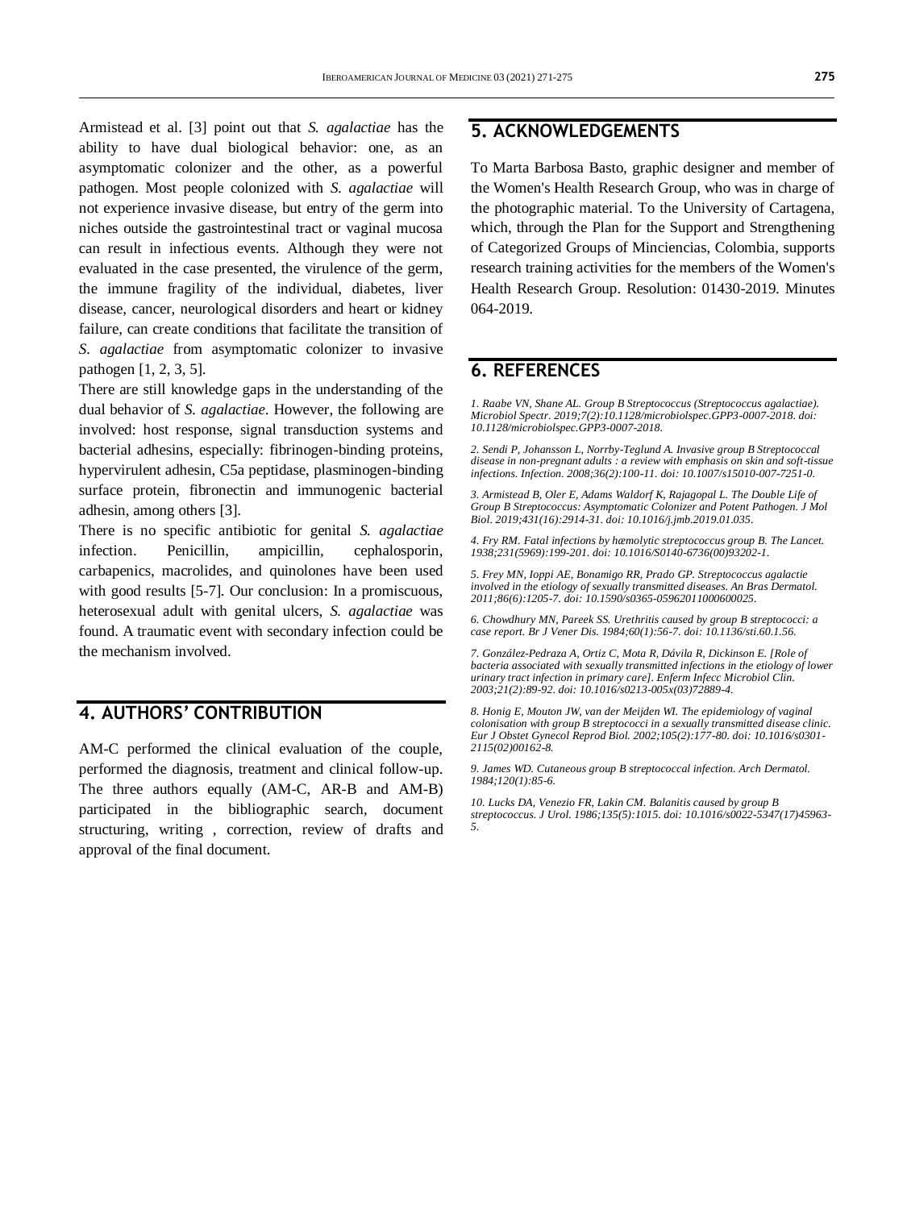Armistead et al. [3] point out that *S. agalactiae* has the ability to have dual biological behavior: one, as an asymptomatic colonizer and the other, as a powerful pathogen. Most people colonized with *S. agalactiae* will not experience invasive disease, but entry of the germ into niches outside the gastrointestinal tract or vaginal mucosa can result in infectious events. Although they were not evaluated in the case presented, the virulence of the germ, the immune fragility of the individual, diabetes, liver disease, cancer, neurological disorders and heart or kidney failure, can create conditions that facilitate the transition of *S. agalactiae* from asymptomatic colonizer to invasive pathogen [1, 2, 3, 5].

There are still knowledge gaps in the understanding of the dual behavior of *S. agalactiae*. However, the following are involved: host response, signal transduction systems and bacterial adhesins, especially: fibrinogen-binding proteins, hypervirulent adhesin, C5a peptidase, plasminogen-binding surface protein, fibronectin and immunogenic bacterial adhesin, among others [3].

There is no specific antibiotic for genital *S. agalactiae* infection. Penicillin, ampicillin, cephalosporin, carbapenics, macrolides, and quinolones have been used with good results [5-7]. Our conclusion: In a promiscuous, heterosexual adult with genital ulcers, *S. agalactiae* was found. A traumatic event with secondary infection could be the mechanism involved.

## 4. AUTHORS' CONTRIBUTION

AM-C performed the clinical evaluation of the couple, performed the diagnosis, treatment and clinical follow-up. The three authors equally (AM-C, AR-B and AM-B) participated in the bibliographic search, document structuring, writing , correction, review of drafts and approval of the final document.

## 5. ACKNOWLEDGEMENTS

To Marta Barbosa Basto, graphic designer and member of the Women's Health Research Group, who was in charge of the photographic material. To the University of Cartagena, which, through the Plan for the Support and Strengthening of Categorized Groups of Minciencias, Colombia, supports research training activities for the members of the Women's Health Research Group. Resolution: 01430-2019. Minutes 064-2019.

## 6. REFERENCES

*1. Raabe VN, Shane AL. Group B Streptococcus (Streptococcus agalactiae). Microbiol Spectr. 2019;7(2):10.1128/microbiolspec.GPP3-0007-2018. doi: 10.1128/microbiolspec.GPP3-0007-2018.*

*2. Sendi P, Johansson L, Norrby-Teglund A. Invasive group B Streptococcal disease in non-pregnant adults : a review with emphasis on skin and soft-tissue infections. Infection. 2008;36(2):100-11. doi: 10.1007/s15010-007-7251-0.*

*3. Armistead B, Oler E, Adams Waldorf K, Rajagopal L. The Double Life of Group B Streptococcus: Asymptomatic Colonizer and Potent Pathogen. J Mol Biol. 2019;431(16):2914-31. doi: 10.1016/j.jmb.2019.01.035.*

*4. Fry RM. Fatal infections by hæmolytic streptococcus group B. The Lancet. 1938;231(5969):199-201. doi: 10.1016/S0140-6736(00)93202-1.*

*5. Frey MN, Ioppi AE, Bonamigo RR, Prado GP. Streptococcus agalactie involved in the etiology of sexually transmitted diseases. An Bras Dermatol. 2011;86(6):1205-7. doi: 10.1590/s0365-05962011000600025.*

*6. Chowdhury MN, Pareek SS. Urethritis caused by group B streptococci: a case report. Br J Vener Dis. 1984;60(1):56-7. doi: 10.1136/sti.60.1.56.*

*7. González-Pedraza A, Ortiz C, Mota R, Dávila R, Dickinson E. [Role of bacteria associated with sexually transmitted infections in the etiology of lower urinary tract infection in primary care]. Enferm Infecc Microbiol Clin. 2003;21(2):89-92. doi: 10.1016/s0213-005x(03)72889-4.*

*8. Honig E, Mouton JW, van der Meijden WI. The epidemiology of vaginal colonisation with group B streptococci in a sexually transmitted disease clinic. Eur J Obstet Gynecol Reprod Biol. 2002;105(2):177-80. doi: 10.1016/s0301-2115(02)00162-8.*

*9. James WD. Cutaneous group B streptococcal infection. Arch Dermatol. 1984;120(1):85-6.*

*10. Lucks DA, Venezio FR, Lakin CM. Balanitis caused by group B streptococcus. J Urol. 1986;135(5):1015. doi: 10.1016/s0022-5347(17)45963-5.*